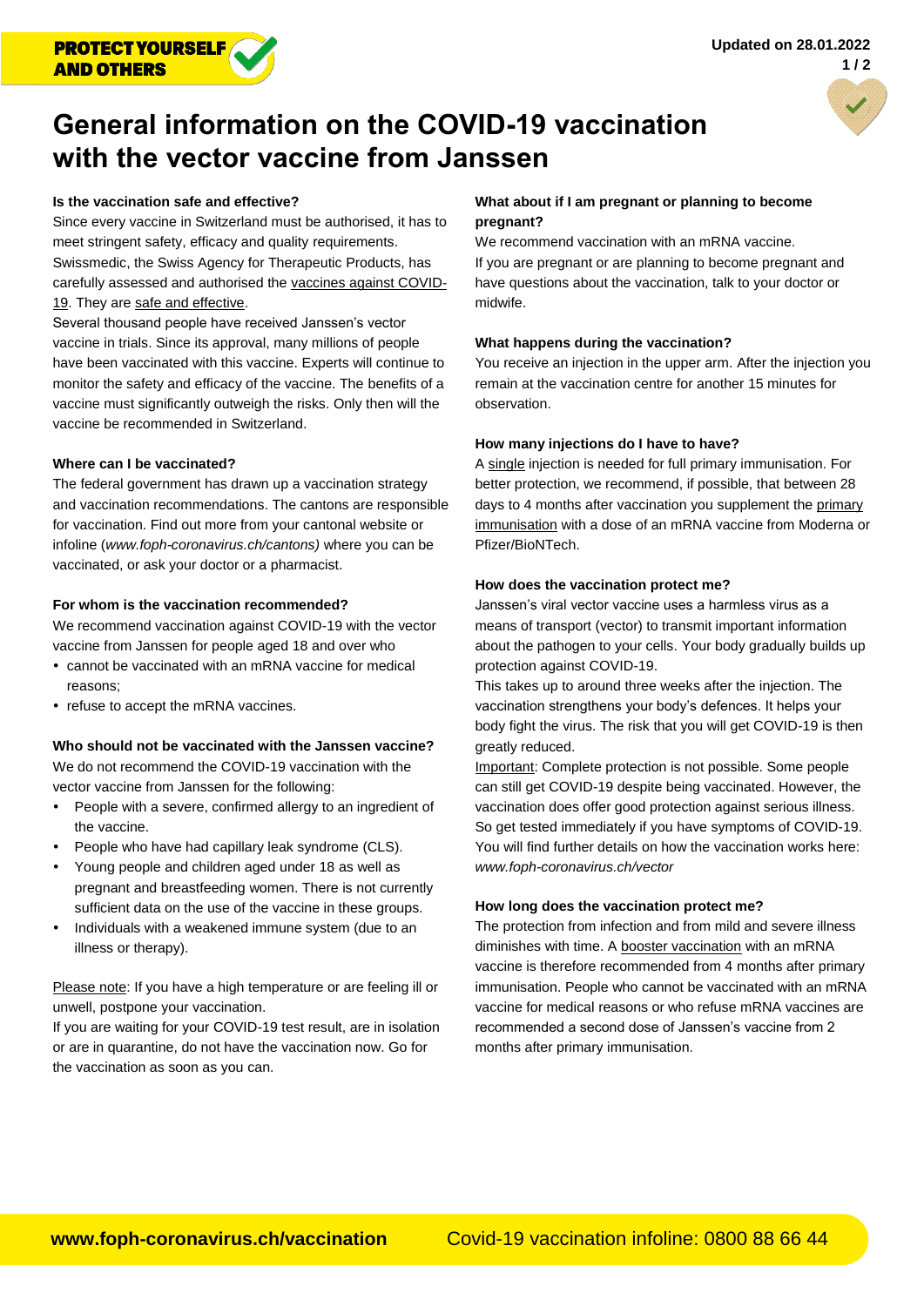PROTECT YOURSELF AND OTHERS

Updated on 28.01.2022

# General information on the COVID-19 vaccination with the vector vaccine from Janssen

**Is the vaccination safe and effective?**

Since every vaccine in Switzerland must be authorised, it has to meet stringent safety, efficacy and quality requirements. Swissmedic, the Swiss Agency for Therapeutic Products, has carefully assessed and authorised the vaccines against COVID-19. They are safe and effective.

Several thousand people have received Janssen's vector vaccine in trials. Since its approval, many millions of people have been vaccinated with this vaccine. Experts will continue to monitor the safety and efficacy of the vaccine. The benefits of a vaccine must significantly outweigh the risks. Only then will the vaccine be recommended in Switzerland.

**Where can I be vaccinated?**

The federal government has drawn up a vaccination strategy and vaccination recommendations. The cantons are responsible for vaccination. Find out more from your cantonal website or infoline (*www.foph-coronavirus.ch/cantons)* where you can be vaccinated, or ask your doctor or a pharmacist.

**For whom is the vaccination recommended?**

We recommend vaccination against COVID-19 with the vector vaccine from Janssen for people aged 18 and over who

- cannot be vaccinated with an mRNA vaccine for medical reasons;
- refuse to accept the mRNA vaccines.

**Who should not be vaccinated with the Janssen vaccine?**

We do not recommend the COVID-19 vaccination with the vector vaccine from Janssen for the following:

- People with a severe, confirmed allergy to an ingredient of the vaccine.
- People who have had capillary leak syndrome (CLS).
- Young people and children aged under 18 as well as pregnant and breastfeeding women. There is not currently sufficient data on the use of the vaccine in these groups.
- Individuals with a weakened immune system (due to an illness or therapy).

Please note: If you have a high temperature or are feeling ill or unwell, postpone your vaccination.

If you are waiting for your COVID-19 test result, are in isolation or are in quarantine, do not have the vaccination now. Go for the vaccination as soon as you can.

**What about if I am pregnant or planning to become pregnant?**

We recommend vaccination with an mRNA vaccine.

If you are pregnant or are planning to become pregnant and have questions about the vaccination, talk to your doctor or midwife.

**What happens during the vaccination?**

You receive an injection in the upper arm. After the injection you remain at the vaccination centre for another 15 minutes for observation.

**How many injections do I have to have?**

A single injection is needed for full primary immunisation. For better protection, we recommend, if possible, that between 28 days to 4 months after vaccination you supplement the primary immunisation with a dose of an mRNA vaccine from Moderna or Pfizer/BioNTech.

**How does the vaccination protect me?**

Janssen's viral vector vaccine uses a harmless virus as a means of transport (vector) to transmit important information about the pathogen to your cells. Your body gradually builds up protection against COVID-19.

This takes up to around three weeks after the injection. The vaccination strengthens your body's defences. It helps your body fight the virus. The risk that you will get COVID-19 is then greatly reduced.

Important: Complete protection is not possible. Some people can still get COVID-19 despite being vaccinated. However, the vaccination does offer good protection against serious illness. So get tested immediately if you have symptoms of COVID-19. You will find further details on how the vaccination works here: *www.foph-coronavirus.ch/vector*

**How long does the vaccination protect me?**

The protection from infection and from mild and severe illness diminishes with time. A booster vaccination with an mRNA vaccine is therefore recommended from 4 months after primary immunisation. People who cannot be vaccinated with an mRNA vaccine for medical reasons or who refuse mRNA vaccines are recommended a second dose of Janssen's vaccine from 2 months after primary immunisation.

**www.foph-coronavirus.ch/vaccination** Covid-19 vaccination infoline: 0800 88 66 44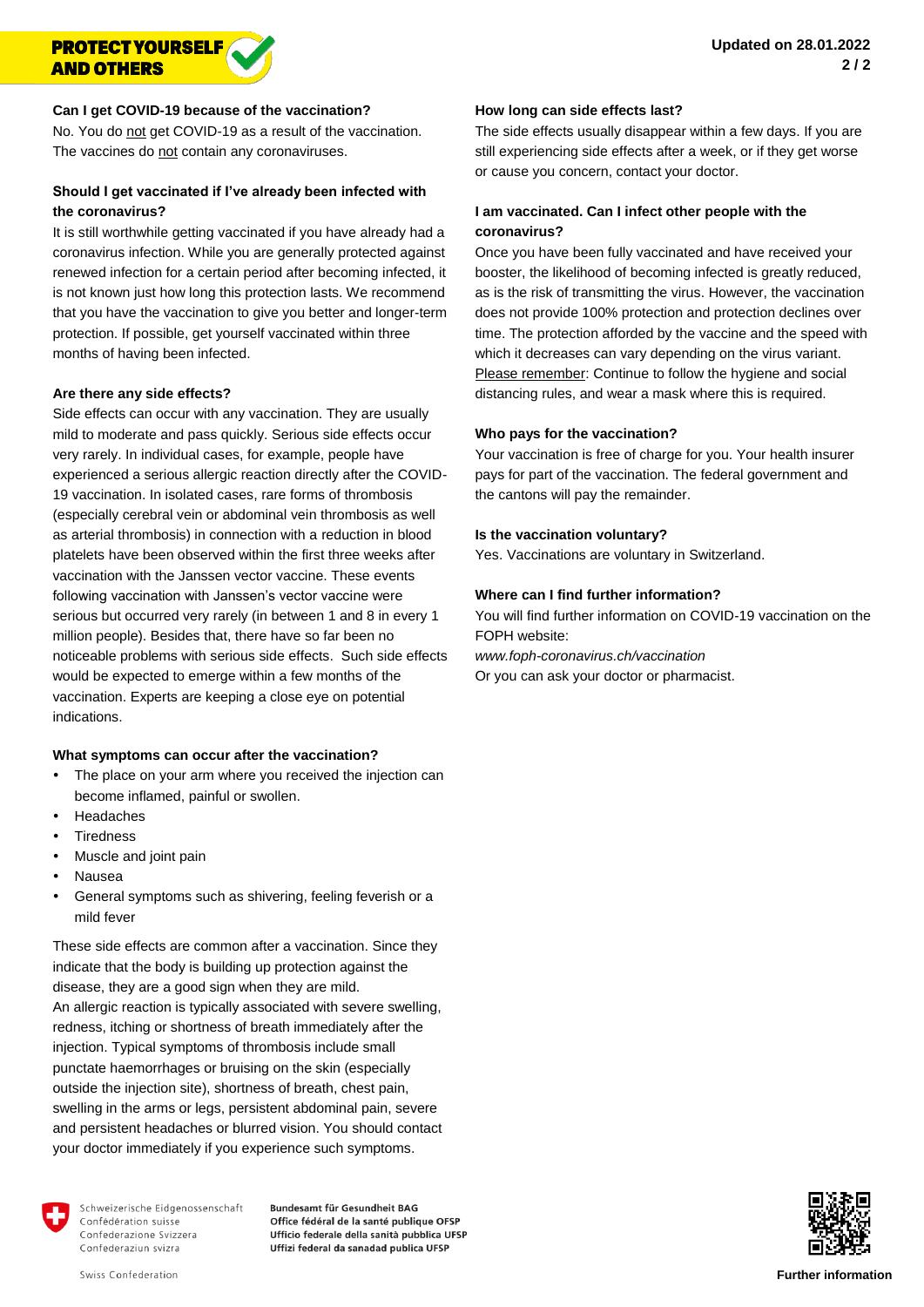**Can I get COVID-19 because of the vaccination?**

No. You do not get COVID-19 as a result of the vaccination. The vaccines do not contain any coronaviruses.

**Should I get vaccinated if I've already been infected with the coronavirus?**

It is still worthwhile getting vaccinated if you have already had a coronavirus infection. While you are generally protected against renewed infection for a certain period after becoming infected, it is not known just how long this protection lasts. We recommend that you have the vaccination to give you better and longer-term protection. If possible, get yourself vaccinated within three months of having been infected.

**Are there any side effects?**

Side effects can occur with any vaccination. They are usually mild to moderate and pass quickly. Serious side effects occur very rarely. In individual cases, for example, people have experienced a serious allergic reaction directly after the COVID-19 vaccination. In isolated cases, rare forms of thrombosis (especially cerebral vein or abdominal vein thrombosis as well as arterial thrombosis) in connection with a reduction in blood platelets have been observed within the first three weeks after vaccination with the Janssen vector vaccine. These events following vaccination with Janssen's vector vaccine were serious but occurred very rarely (in between 1 and 8 in every 1 million people). Besides that, there have so far been no noticeable problems with serious side effects. Such side effects would be expected to emerge within a few months of the vaccination. Experts are keeping a close eye on potential indications.

**What symptoms can occur after the vaccination?**

- The place on your arm where you received the injection can become inflamed, painful or swollen.
- Headaches
- Tiredness
- Muscle and joint pain
- Nausea
- General symptoms such as shivering, feeling feverish or a mild fever

These side effects are common after a vaccination. Since they indicate that the body is building up protection against the disease, they are a good sign when they are mild.
An allergic reaction is typically associated with severe swelling, redness, itching or shortness of breath immediately after the injection. Typical symptoms of thrombosis include small punctate haemorrhages or bruising on the skin (especially outside the injection site), shortness of breath, chest pain, swelling in the arms or legs, persistent abdominal pain, severe and persistent headaches or blurred vision. You should contact your doctor immediately if you experience such symptoms.

**How long can side effects last?**

The side effects usually disappear within a few days. If you are still experiencing side effects after a week, or if they get worse or cause you concern, contact your doctor.

**I am vaccinated. Can I infect other people with the coronavirus?**

Once you have been fully vaccinated and have received your booster, the likelihood of becoming infected is greatly reduced, as is the risk of transmitting the virus. However, the vaccination does not provide 100% protection and protection declines over time. The protection afforded by the vaccine and the speed with which it decreases can vary depending on the virus variant.
Please remember: Continue to follow the hygiene and social distancing rules, and wear a mask where this is required.

**Who pays for the vaccination?**

Your vaccination is free of charge for you. Your health insurer pays for part of the vaccination. The federal government and the cantons will pay the remainder.

**Is the vaccination voluntary?**

Yes. Vaccinations are voluntary in Switzerland.

**Where can I find further information?**

You will find further information on COVID-19 vaccination on the FOPH website:
*www.foph-coronavirus.ch/vaccination*
Or you can ask your doctor or pharmacist.

Further information